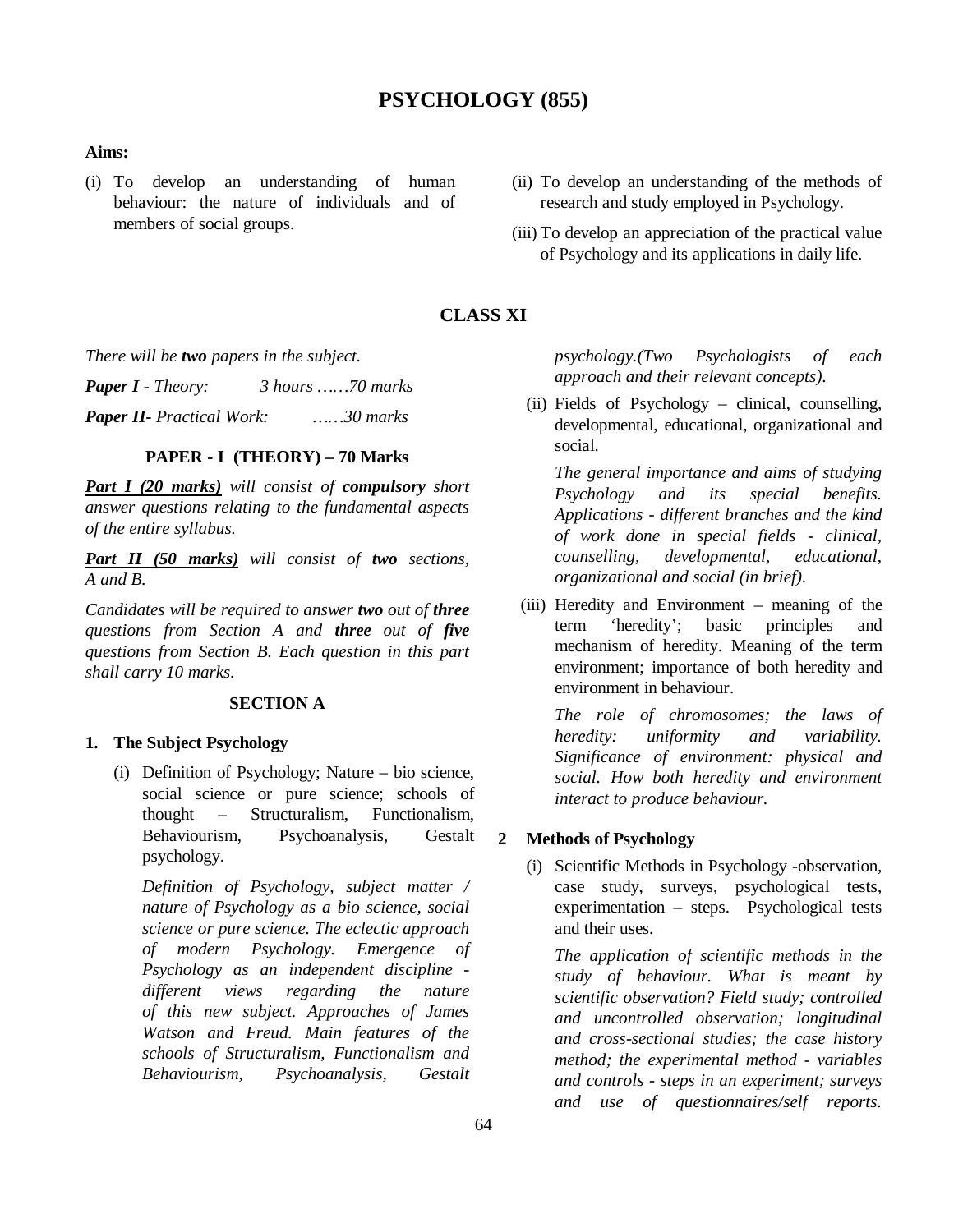# PSYCHOLOGY (855)

**Aims:**

(i) To develop an understanding of human behaviour: the nature of individuals and of members of social groups.

(ii) To develop an understanding of the methods of research and study employed in Psychology.

(iii) To develop an appreciation of the practical value of Psychology and its applications in daily life.

## CLASS XI

*There will be **two** papers in the subject.*

***Paper I** - Theory: 3 hours ……70 marks*

***Paper II**- Practical Work: ……30 marks*

### PAPER - I (THEORY) – 70 Marks

***Part I (20 marks)** will consist of **compulsory** short answer questions relating to the fundamental aspects of the entire syllabus.*

***Part II (50 marks)** will consist of **two** sections, A and B.*

*Candidates will be required to answer **two** out of **three** questions from Section A and **three** out of **five** questions from Section B. Each question in this part shall carry 10 marks.*

### SECTION A

**1. The Subject Psychology**

(i) Definition of Psychology; Nature – bio science, social science or pure science; schools of thought – Structuralism, Functionalism, Behaviourism, Psychoanalysis, Gestalt psychology.

*Definition of Psychology, subject matter / nature of Psychology as a bio science, social science or pure science. The eclectic approach of modern Psychology. Emergence of Psychology as an independent discipline - different views regarding the nature of this new subject. Approaches of James Watson and Freud. Main features of the schools of Structuralism, Functionalism and Behaviourism, Psychoanalysis, Gestalt psychology.(Two Psychologists of each approach and their relevant concepts).*

(ii) Fields of Psychology – clinical, counselling, developmental, educational, organizational and social.

*The general importance and aims of studying Psychology and its special benefits. Applications - different branches and the kind of work done in special fields - clinical, counselling, developmental, educational, organizational and social (in brief).*

(iii) Heredity and Environment – meaning of the term 'heredity'; basic principles and mechanism of heredity. Meaning of the term environment; importance of both heredity and environment in behaviour.

*The role of chromosomes; the laws of heredity: uniformity and variability. Significance of environment: physical and social. How both heredity and environment interact to produce behaviour.*

**2 Methods of Psychology**

(i) Scientific Methods in Psychology -observation, case study, surveys, psychological tests, experimentation – steps. Psychological tests and their uses.

*The application of scientific methods in the study of behaviour. What is meant by scientific observation? Field study; controlled and uncontrolled observation; longitudinal and cross-sectional studies; the case history method; the experimental method - variables and controls - steps in an experiment; surveys and use of questionnaires/self reports.*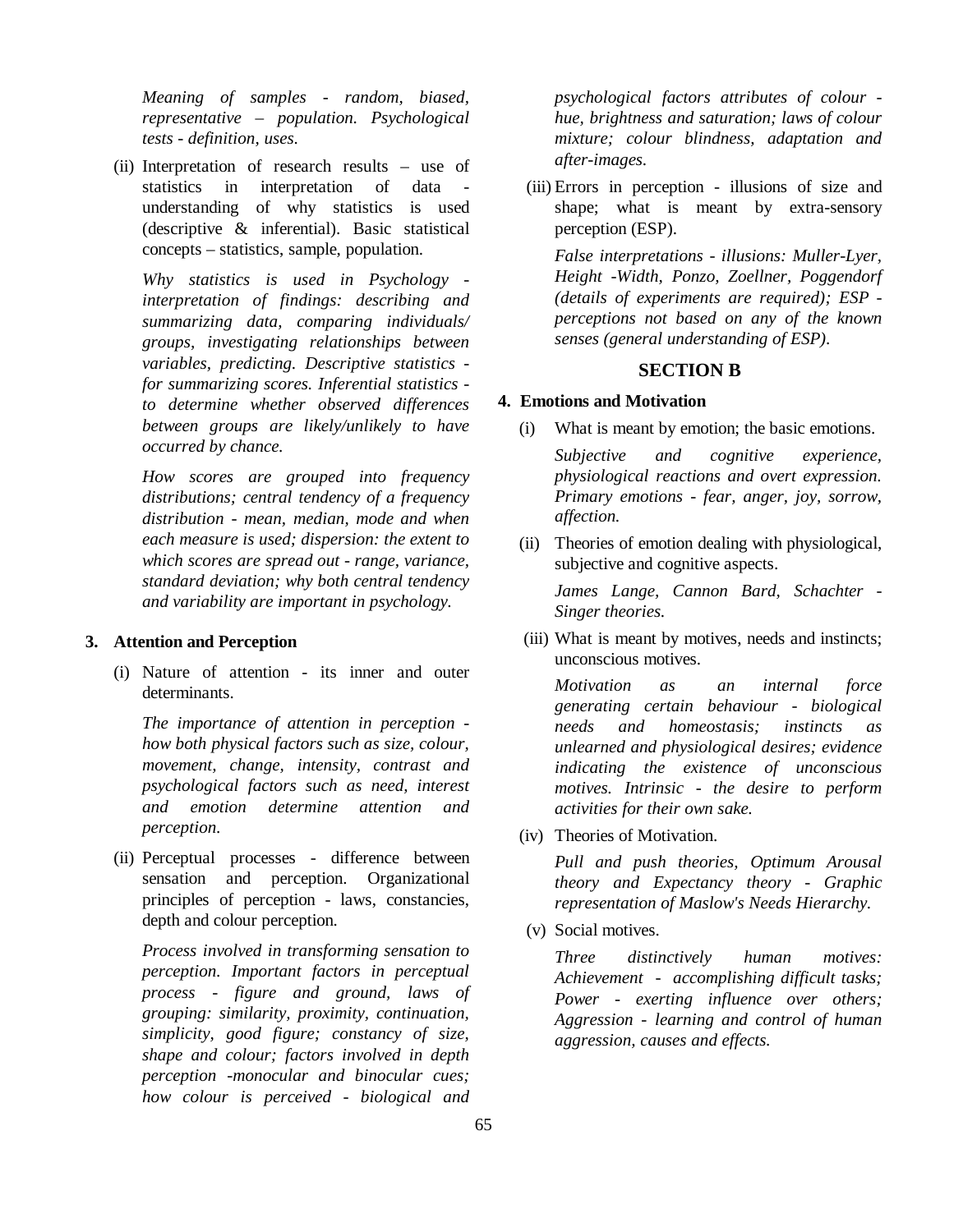*Meaning of samples - random, biased, representative – population. Psychological tests - definition, uses.*

(ii) Interpretation of research results – use of statistics in interpretation of data - understanding of why statistics is used (descriptive & inferential). Basic statistical concepts – statistics, sample, population.

*Why statistics is used in Psychology - interpretation of findings: describing and summarizing data, comparing individuals/ groups, investigating relationships between variables, predicting. Descriptive statistics - for summarizing scores. Inferential statistics - to determine whether observed differences between groups are likely/unlikely to have occurred by chance.*

*How scores are grouped into frequency distributions; central tendency of a frequency distribution - mean, median, mode and when each measure is used; dispersion: the extent to which scores are spread out - range, variance, standard deviation; why both central tendency and variability are important in psychology.*

**3. Attention and Perception**

(i) Nature of attention - its inner and outer determinants.

*The importance of attention in perception - how both physical factors such as size, colour, movement, change, intensity, contrast and psychological factors such as need, interest and emotion determine attention and perception.*

(ii) Perceptual processes - difference between sensation and perception. Organizational principles of perception - laws, constancies, depth and colour perception.

*Process involved in transforming sensation to perception. Important factors in perceptual process - figure and ground, laws of grouping: similarity, proximity, continuation, simplicity, good figure; constancy of size, shape and colour; factors involved in depth perception -monocular and binocular cues; how colour is perceived - biological and psychological factors attributes of colour - hue, brightness and saturation; laws of colour mixture; colour blindness, adaptation and after-images.*

(iii) Errors in perception - illusions of size and shape; what is meant by extra-sensory perception (ESP).

*False interpretations - illusions: Muller-Lyer, Height -Width, Ponzo, Zoellner, Poggendorf (details of experiments are required); ESP - perceptions not based on any of the known senses (general understanding of ESP).*

## SECTION B

**4. Emotions and Motivation**

(i) What is meant by emotion; the basic emotions.

*Subjective and cognitive experience, physiological reactions and overt expression. Primary emotions - fear, anger, joy, sorrow, affection.*

(ii) Theories of emotion dealing with physiological, subjective and cognitive aspects.

*James Lange, Cannon Bard, Schachter - Singer theories.*

(iii) What is meant by motives, needs and instincts; unconscious motives.

*Motivation as an internal force generating certain behaviour - biological needs and homeostasis; instincts as unlearned and physiological desires; evidence indicating the existence of unconscious motives. Intrinsic - the desire to perform activities for their own sake.*

(iv) Theories of Motivation.

*Pull and push theories, Optimum Arousal theory and Expectancy theory - Graphic representation of Maslow's Needs Hierarchy.*

(v) Social motives.

*Three distinctively human motives: Achievement - accomplishing difficult tasks; Power - exerting influence over others; Aggression - learning and control of human aggression, causes and effects.*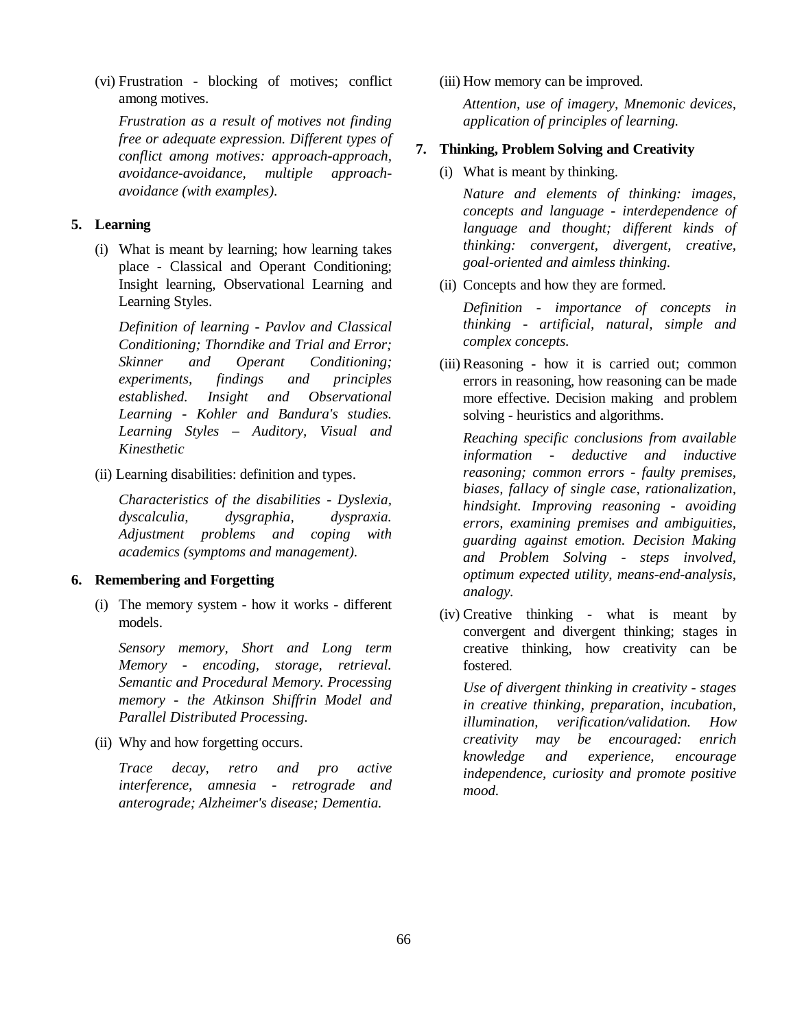(vi) Frustration - blocking of motives; conflict among motives.

*Frustration as a result of motives not finding free or adequate expression. Different types of conflict among motives: approach-approach, avoidance-avoidance, multiple approach-avoidance (with examples).*

## 5. Learning

(i) What is meant by learning; how learning takes place - Classical and Operant Conditioning; Insight learning, Observational Learning and Learning Styles.

*Definition of learning - Pavlov and Classical Conditioning; Thorndike and Trial and Error; Skinner and Operant Conditioning; experiments, findings and principles established. Insight and Observational Learning - Kohler and Bandura's studies. Learning Styles – Auditory, Visual and Kinesthetic*

(ii) Learning disabilities: definition and types.

*Characteristics of the disabilities - Dyslexia, dyscalculia, dysgraphia, dyspraxia. Adjustment problems and coping with academics (symptoms and management).*

## 6. Remembering and Forgetting

(i) The memory system - how it works - different models.

*Sensory memory, Short and Long term Memory - encoding, storage, retrieval. Semantic and Procedural Memory. Processing memory - the Atkinson Shiffrin Model and Parallel Distributed Processing.*

(ii) Why and how forgetting occurs.

*Trace decay, retro and pro active interference, amnesia - retrograde and anterograde; Alzheimer's disease; Dementia.*

(iii) How memory can be improved.

*Attention, use of imagery, Mnemonic devices, application of principles of learning.*

## 7. Thinking, Problem Solving and Creativity

(i) What is meant by thinking.

*Nature and elements of thinking: images, concepts and language - interdependence of language and thought; different kinds of thinking: convergent, divergent, creative, goal-oriented and aimless thinking.*

(ii) Concepts and how they are formed.

*Definition - importance of concepts in thinking - artificial, natural, simple and complex concepts.*

(iii) Reasoning - how it is carried out; common errors in reasoning, how reasoning can be made more effective. Decision making and problem solving - heuristics and algorithms.

*Reaching specific conclusions from available information - deductive and inductive reasoning; common errors - faulty premises, biases, fallacy of single case, rationalization, hindsight. Improving reasoning - avoiding errors, examining premises and ambiguities, guarding against emotion. Decision Making and Problem Solving - steps involved, optimum expected utility, means-end-analysis, analogy.*

(iv) Creative thinking - what is meant by convergent and divergent thinking; stages in creative thinking, how creativity can be fostered.

*Use of divergent thinking in creativity - stages in creative thinking, preparation, incubation, illumination, verification/validation. How creativity may be encouraged: enrich knowledge and experience, encourage independence, curiosity and promote positive mood.*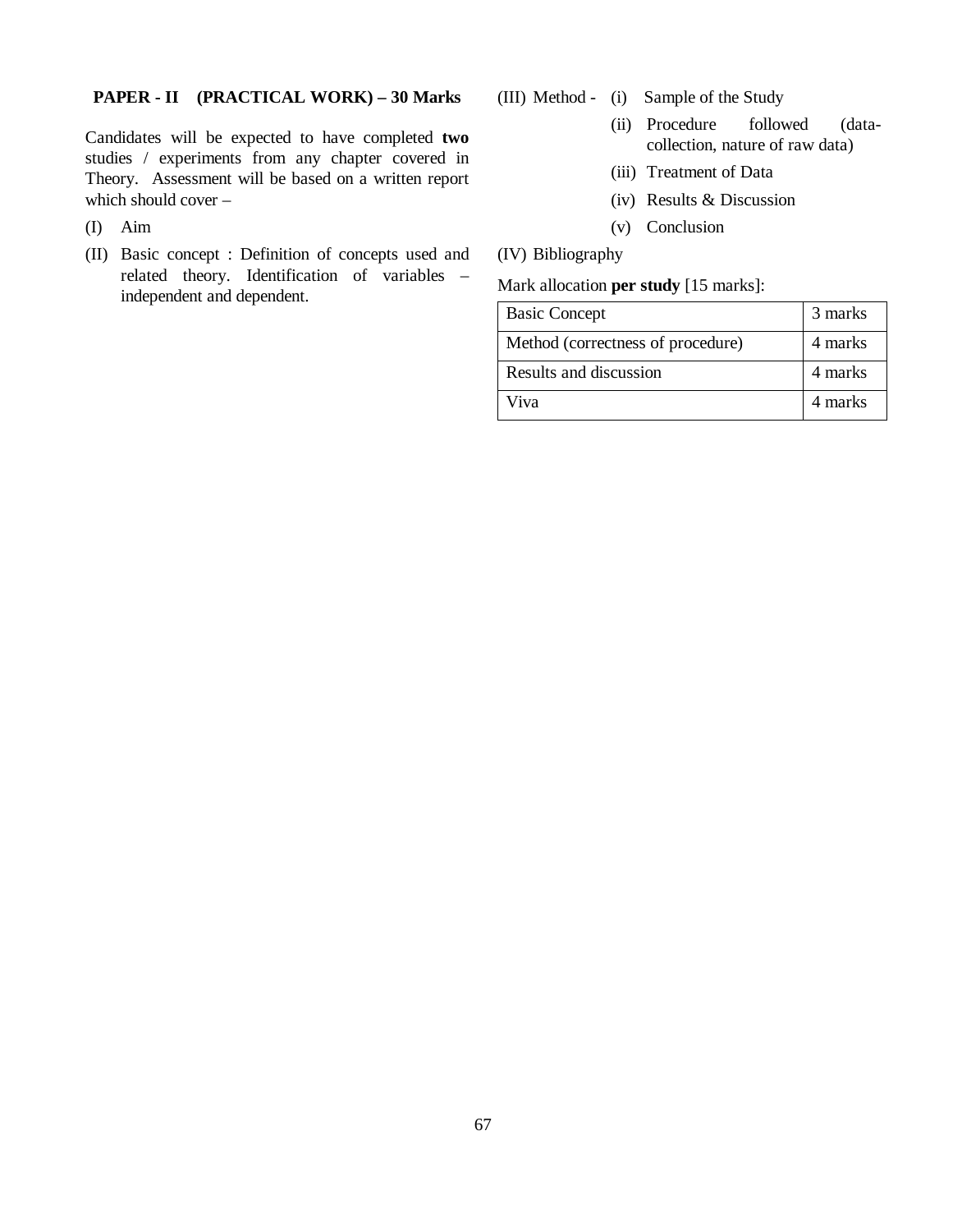## PAPER - II (PRACTICAL WORK) – 30 Marks

Candidates will be expected to have completed **two** studies / experiments from any chapter covered in Theory. Assessment will be based on a written report which should cover –

(I) Aim

(II) Basic concept : Definition of concepts used and related theory. Identification of variables – independent and dependent.

(III) Method -
- (i) Sample of the Study
- (ii) Procedure followed (data-collection, nature of raw data)
- (iii) Treatment of Data
- (iv) Results & Discussion
- (v) Conclusion

(IV) Bibliography

Mark allocation **per study** [15 marks]:

| Basic Concept | 3 marks |
|---|---|
| Method (correctness of procedure) | 4 marks |
| Results and discussion | 4 marks |
| Viva | 4 marks |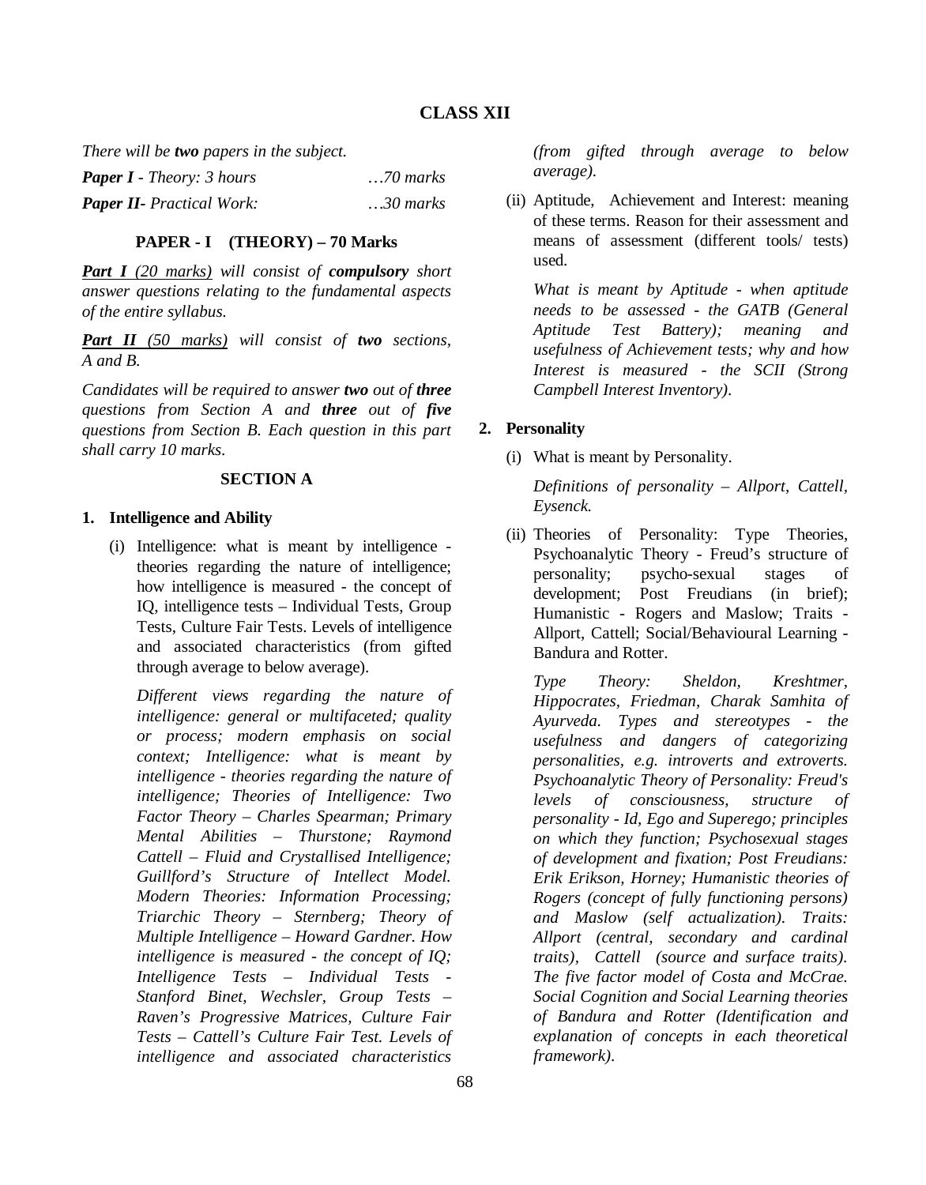## CLASS XII

*There will be **two** papers in the subject.*

***Paper I** - Theory: 3 hours* …*70 marks*

***Paper II**- Practical Work:* …*30 marks*

### PAPER - I (THEORY) – 70 Marks

***Part I** (20 marks) will consist of **compulsory** short answer questions relating to the fundamental aspects of the entire syllabus.*

***Part II** (50 marks) will consist of **two** sections, A and B.*

*Candidates will be required to answer **two** out of **three** questions from Section A and **three** out of **five** questions from Section B. Each question in this part shall carry 10 marks.*

### SECTION A

**1. Intelligence and Ability**

(i) Intelligence: what is meant by intelligence - theories regarding the nature of intelligence; how intelligence is measured - the concept of IQ, intelligence tests – Individual Tests, Group Tests, Culture Fair Tests. Levels of intelligence and associated characteristics (from gifted through average to below average).

*Different views regarding the nature of intelligence: general or multifaceted; quality or process; modern emphasis on social context; Intelligence: what is meant by intelligence - theories regarding the nature of intelligence; Theories of Intelligence: Two Factor Theory – Charles Spearman; Primary Mental Abilities – Thurstone; Raymond Cattell – Fluid and Crystallised Intelligence; Guillford's Structure of Intellect Model. Modern Theories: Information Processing; Triarchic Theory – Sternberg; Theory of Multiple Intelligence – Howard Gardner. How intelligence is measured - the concept of IQ; Intelligence Tests – Individual Tests - Stanford Binet, Wechsler, Group Tests – Raven's Progressive Matrices, Culture Fair Tests – Cattell's Culture Fair Test. Levels of intelligence and associated characteristics (from gifted through average to below average).*

(ii) Aptitude, Achievement and Interest: meaning of these terms. Reason for their assessment and means of assessment (different tools/ tests) used.

*What is meant by Aptitude - when aptitude needs to be assessed - the GATB (General Aptitude Test Battery); meaning and usefulness of Achievement tests; why and how Interest is measured - the SCII (Strong Campbell Interest Inventory).*

**2. Personality**

(i) What is meant by Personality.

*Definitions of personality – Allport, Cattell, Eysenck.*

(ii) Theories of Personality: Type Theories, Psychoanalytic Theory - Freud's structure of personality; psycho-sexual stages of development; Post Freudians (in brief); Humanistic - Rogers and Maslow; Traits - Allport, Cattell; Social/Behavioural Learning - Bandura and Rotter.

*Type Theory: Sheldon, Kreshtmer, Hippocrates, Friedman, Charak Samhita of Ayurveda. Types and stereotypes - the usefulness and dangers of categorizing personalities, e.g. introverts and extroverts. Psychoanalytic Theory of Personality: Freud's levels of consciousness, structure of personality - Id, Ego and Superego; principles on which they function; Psychosexual stages of development and fixation; Post Freudians: Erik Erikson, Horney; Humanistic theories of Rogers (concept of fully functioning persons) and Maslow (self actualization). Traits: Allport (central, secondary and cardinal traits), Cattell (source and surface traits). The five factor model of Costa and McCrae. Social Cognition and Social Learning theories of Bandura and Rotter (Identification and explanation of concepts in each theoretical framework).*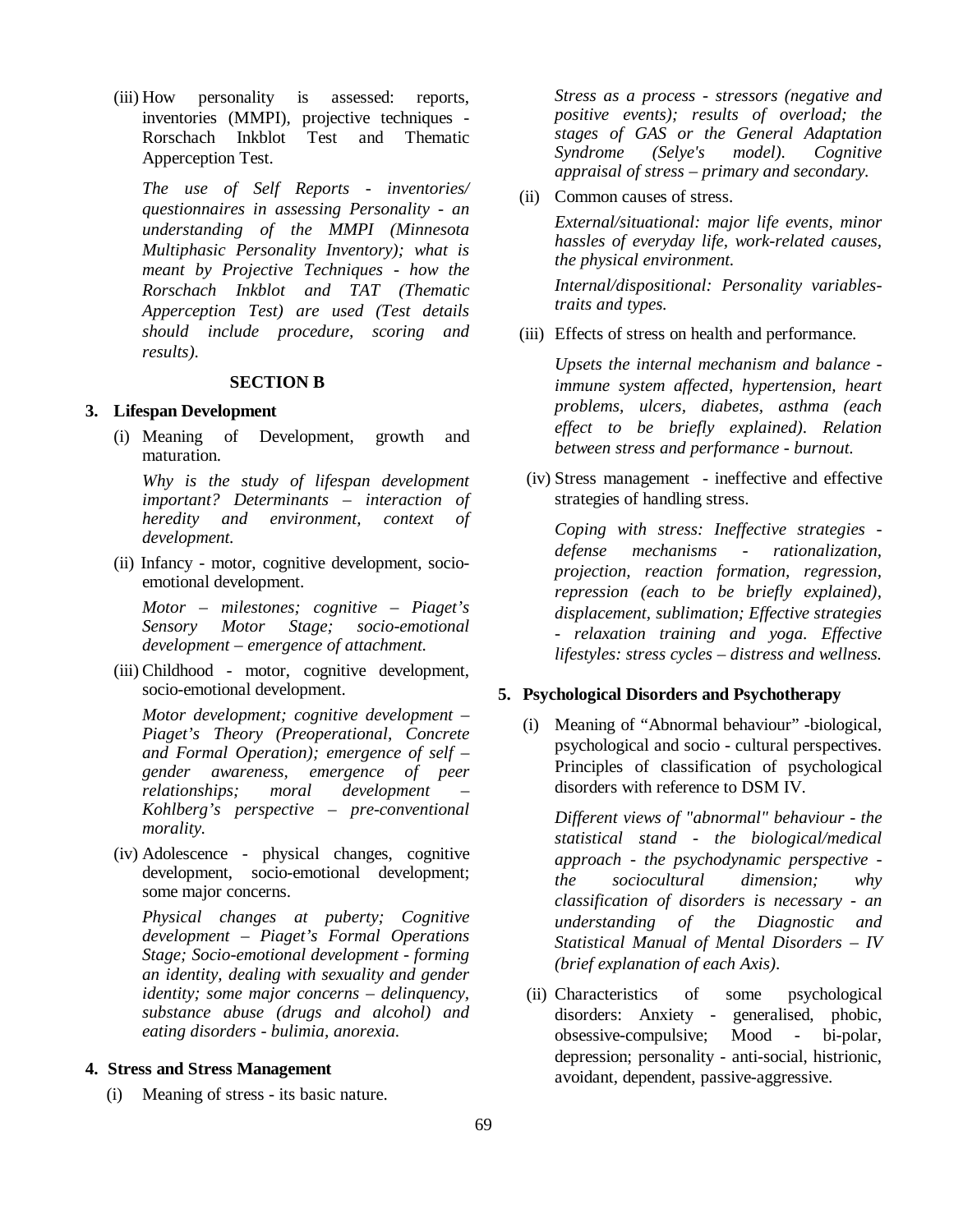(iii) How personality is assessed: reports, inventories (MMPI), projective techniques - Rorschach Inkblot Test and Thematic Apperception Test.

*The use of Self Reports - inventories/ questionnaires in assessing Personality - an understanding of the MMPI (Minnesota Multiphasic Personality Inventory); what is meant by Projective Techniques - how the Rorschach Inkblot and TAT (Thematic Apperception Test) are used (Test details should include procedure, scoring and results).*

**SECTION B**

**3. Lifespan Development**

(i) Meaning of Development, growth and maturation.

*Why is the study of lifespan development important? Determinants – interaction of heredity and environment, context of development.*

(ii) Infancy - motor, cognitive development, socio-emotional development.

*Motor – milestones; cognitive – Piaget's Sensory Motor Stage; socio-emotional development – emergence of attachment.*

(iii) Childhood - motor, cognitive development, socio-emotional development.

*Motor development; cognitive development – Piaget's Theory (Preoperational, Concrete and Formal Operation); emergence of self – gender awareness, emergence of peer relationships; moral development – Kohlberg's perspective – pre-conventional morality.*

(iv) Adolescence - physical changes, cognitive development, socio-emotional development; some major concerns.

*Physical changes at puberty; Cognitive development – Piaget's Formal Operations Stage; Socio-emotional development - forming an identity, dealing with sexuality and gender identity; some major concerns – delinquency, substance abuse (drugs and alcohol) and eating disorders - bulimia, anorexia.*

**4. Stress and Stress Management**

(i) Meaning of stress - its basic nature.

*Stress as a process - stressors (negative and positive events); results of overload; the stages of GAS or the General Adaptation Syndrome (Selye's model). Cognitive appraisal of stress – primary and secondary.*

(ii) Common causes of stress.

*External/situational: major life events, minor hassles of everyday life, work-related causes, the physical environment.*

*Internal/dispositional: Personality variables- traits and types.*

(iii) Effects of stress on health and performance.

*Upsets the internal mechanism and balance - immune system affected, hypertension, heart problems, ulcers, diabetes, asthma (each effect to be briefly explained). Relation between stress and performance - burnout.*

(iv) Stress management - ineffective and effective strategies of handling stress.

*Coping with stress: Ineffective strategies - defense mechanisms - rationalization, projection, reaction formation, regression, repression (each to be briefly explained), displacement, sublimation; Effective strategies - relaxation training and yoga. Effective lifestyles: stress cycles – distress and wellness.*

**5. Psychological Disorders and Psychotherapy**

(i) Meaning of "Abnormal behaviour" -biological, psychological and socio - cultural perspectives. Principles of classification of psychological disorders with reference to DSM IV.

*Different views of "abnormal" behaviour - the statistical stand - the biological/medical approach - the psychodynamic perspective - the sociocultural dimension; why classification of disorders is necessary - an understanding of the Diagnostic and Statistical Manual of Mental Disorders – IV (brief explanation of each Axis).*

(ii) Characteristics of some psychological disorders: Anxiety - generalised, phobic, obsessive-compulsive; Mood - bi-polar, depression; personality - anti-social, histrionic, avoidant, dependent, passive-aggressive.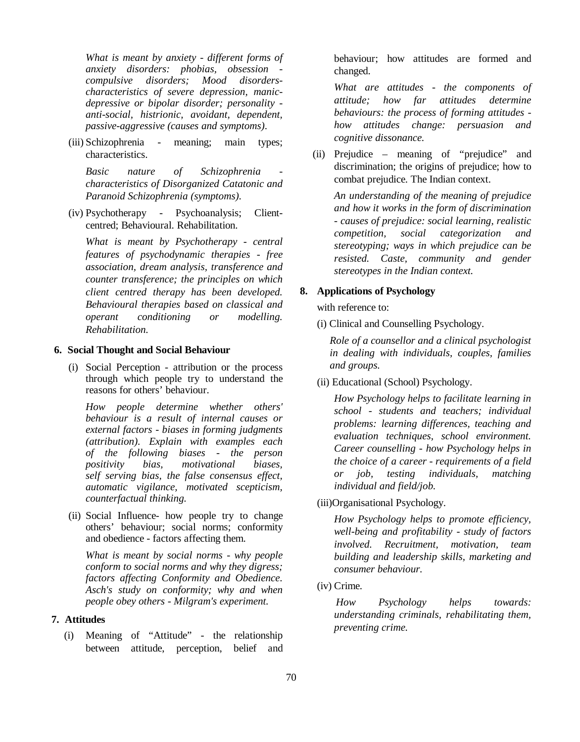*What is meant by anxiety - different forms of anxiety disorders: phobias, obsession - compulsive disorders; Mood disorders-characteristics of severe depression, manic-depressive or bipolar disorder; personality - anti-social, histrionic, avoidant, dependent, passive-aggressive (causes and symptoms).*

(iii) Schizophrenia - meaning; main types; characteristics.

*Basic nature of Schizophrenia - characteristics of Disorganized Catatonic and Paranoid Schizophrenia (symptoms).*

(iv) Psychotherapy - Psychoanalysis; Client-centred; Behavioural. Rehabilitation.

*What is meant by Psychotherapy - central features of psychodynamic therapies - free association, dream analysis, transference and counter transference; the principles on which client centred therapy has been developed. Behavioural therapies based on classical and operant conditioning or modelling. Rehabilitation.*

**6. Social Thought and Social Behaviour**

(i) Social Perception - attribution or the process through which people try to understand the reasons for others' behaviour.

*How people determine whether others' behaviour is a result of internal causes or external factors - biases in forming judgments (attribution). Explain with examples each of the following biases - the person positivity bias, motivational biases, self serving bias, the false consensus effect, automatic vigilance, motivated scepticism, counterfactual thinking.*

(ii) Social Influence- how people try to change others' behaviour; social norms; conformity and obedience - factors affecting them.

*What is meant by social norms - why people conform to social norms and why they digress; factors affecting Conformity and Obedience. Asch's study on conformity; why and when people obey others - Milgram's experiment.*

**7. Attitudes**

(i) Meaning of "Attitude" - the relationship between attitude, perception, belief and behaviour; how attitudes are formed and changed.

*What are attitudes - the components of attitude; how far attitudes determine behaviours: the process of forming attitudes - how attitudes change: persuasion and cognitive dissonance.*

(ii) Prejudice – meaning of "prejudice" and discrimination; the origins of prejudice; how to combat prejudice. The Indian context.

*An understanding of the meaning of prejudice and how it works in the form of discrimination - causes of prejudice: social learning, realistic competition, social categorization and stereotyping; ways in which prejudice can be resisted. Caste, community and gender stereotypes in the Indian context.*

**8. Applications of Psychology**

with reference to:

(i) Clinical and Counselling Psychology.

*Role of a counsellor and a clinical psychologist in dealing with individuals, couples, families and groups.*

(ii) Educational (School) Psychology.

*How Psychology helps to facilitate learning in school - students and teachers; individual problems: learning differences, teaching and evaluation techniques, school environment. Career counselling - how Psychology helps in the choice of a career - requirements of a field or job, testing individuals, matching individual and field/job.*

(iii) Organisational Psychology.

*How Psychology helps to promote efficiency, well-being and profitability - study of factors involved. Recruitment, motivation, team building and leadership skills, marketing and consumer behaviour.*

(iv) Crime.

*How Psychology helps towards: understanding criminals, rehabilitating them, preventing crime.*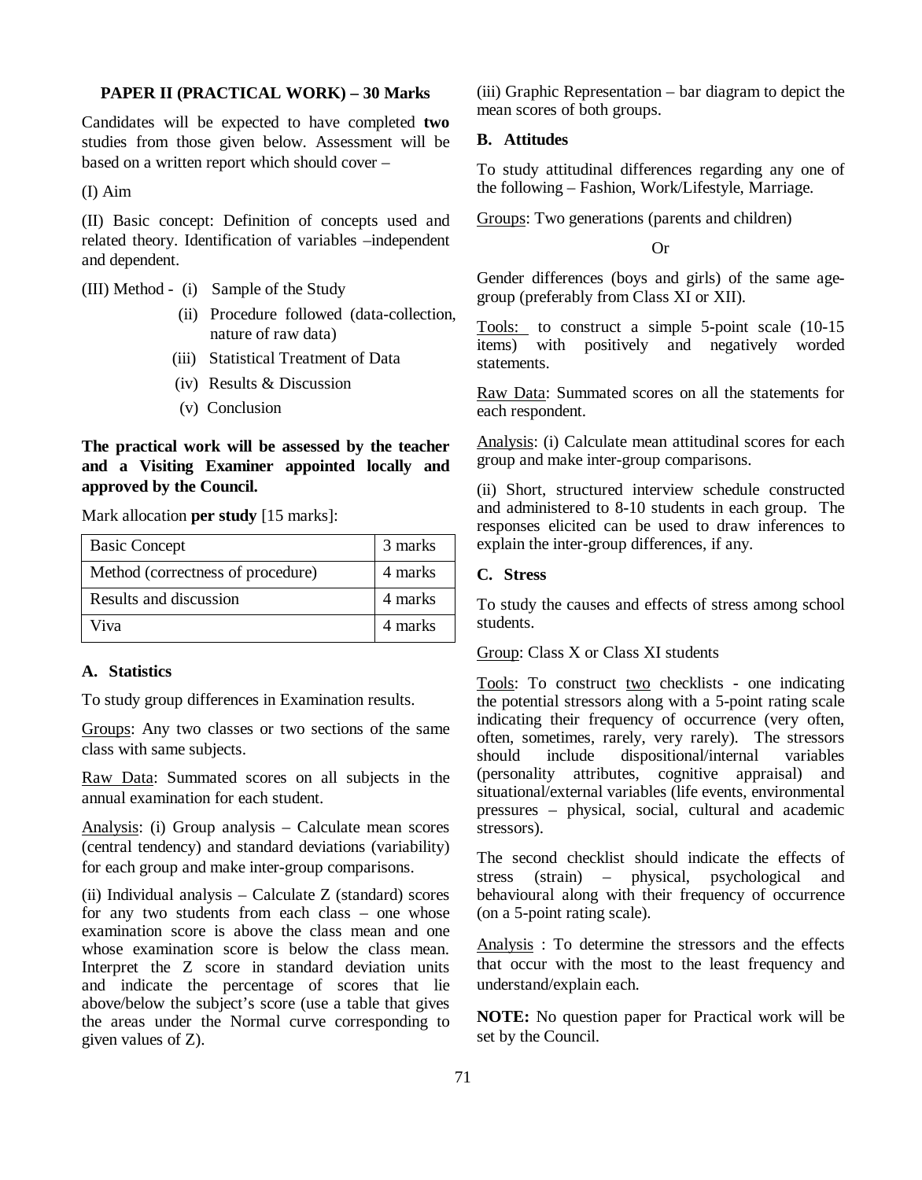## PAPER II (PRACTICAL WORK) – 30 Marks

Candidates will be expected to have completed **two** studies from those given below. Assessment will be based on a written report which should cover –

(I) Aim

(II) Basic concept: Definition of concepts used and related theory. Identification of variables –independent and dependent.

(III) Method -
- (i) Sample of the Study
- (ii) Procedure followed (data-collection, nature of raw data)
- (iii) Statistical Treatment of Data
- (iv) Results & Discussion
- (v) Conclusion

**The practical work will be assessed by the teacher and a Visiting Examiner appointed locally and approved by the Council.**

Mark allocation **per study** [15 marks]:

| | |
|---|---|
| Basic Concept | 3 marks |
| Method (correctness of procedure) | 4 marks |
| Results and discussion | 4 marks |
| Viva | 4 marks |

### A. Statistics

To study group differences in Examination results.

Groups: Any two classes or two sections of the same class with same subjects.

Raw Data: Summated scores on all subjects in the annual examination for each student.

Analysis: (i) Group analysis – Calculate mean scores (central tendency) and standard deviations (variability) for each group and make inter-group comparisons.

(ii) Individual analysis – Calculate Z (standard) scores for any two students from each class – one whose examination score is above the class mean and one whose examination score is below the class mean. Interpret the Z score in standard deviation units and indicate the percentage of scores that lie above/below the subject's score (use a table that gives the areas under the Normal curve corresponding to given values of Z).

(iii) Graphic Representation – bar diagram to depict the mean scores of both groups.

### B. Attitudes

To study attitudinal differences regarding any one of the following – Fashion, Work/Lifestyle, Marriage.

Groups: Two generations (parents and children)

Or

Gender differences (boys and girls) of the same age-group (preferably from Class XI or XII).

Tools: to construct a simple 5-point scale (10-15 items) with positively and negatively worded statements.

Raw Data: Summated scores on all the statements for each respondent.

Analysis: (i) Calculate mean attitudinal scores for each group and make inter-group comparisons.

(ii) Short, structured interview schedule constructed and administered to 8-10 students in each group. The responses elicited can be used to draw inferences to explain the inter-group differences, if any.

### C. Stress

To study the causes and effects of stress among school students.

Group: Class X or Class XI students

Tools: To construct two checklists - one indicating the potential stressors along with a 5-point rating scale indicating their frequency of occurrence (very often, often, sometimes, rarely, very rarely). The stressors should include dispositional/internal variables (personality attributes, cognitive appraisal) and situational/external variables (life events, environmental pressures – physical, social, cultural and academic stressors).

The second checklist should indicate the effects of stress (strain) – physical, psychological and behavioural along with their frequency of occurrence (on a 5-point rating scale).

Analysis : To determine the stressors and the effects that occur with the most to the least frequency and understand/explain each.

**NOTE:** No question paper for Practical work will be set by the Council.